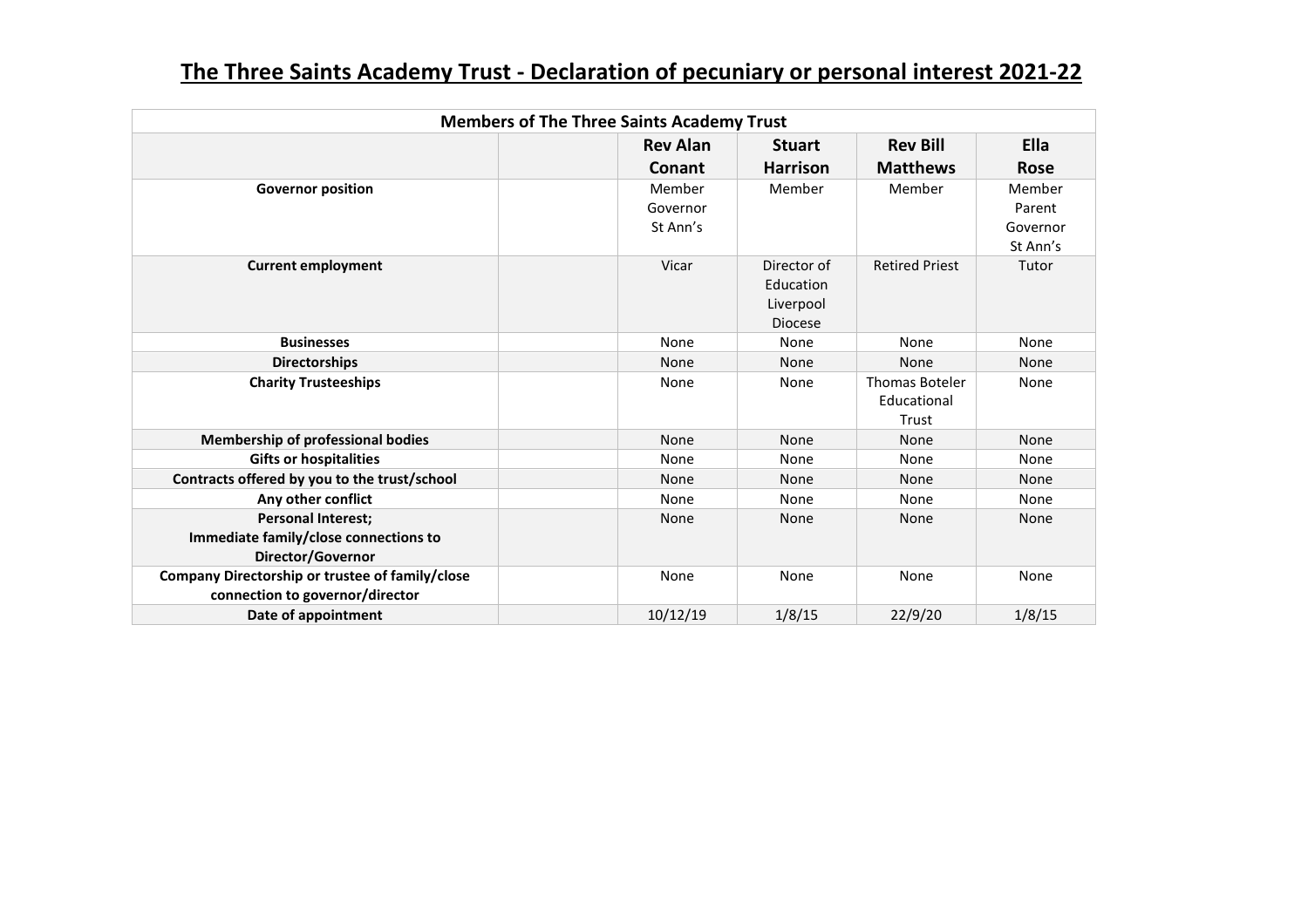# The Three Saints Academy Trust - Declaration of pecuniary or personal interest 2021-22

| Members of The Three Saints Academy Trust | | | | | |
|---|---|---|---|---|---|
| | | **Rev Alan Conant** | **Stuart Harrison** | **Rev Bill Matthews** | **Ella Rose** |
| **Governor position** | | Member Governor St Ann's | Member | Member | Member Parent Governor St Ann's |
| **Current employment** | | Vicar | Director of Education Liverpool Diocese | Retired Priest | Tutor |
| **Businesses** | | None | None | None | None |
| **Directorships** | | None | None | None | None |
| **Charity Trusteeships** | | None | None | Thomas Boteler Educational Trust | None |
| **Membership of professional bodies** | | None | None | None | None |
| **Gifts or hospitalities** | | None | None | None | None |
| **Contracts offered by you to the trust/school** | | None | None | None | None |
| **Any other conflict** | | None | None | None | None |
| **Personal Interest; Immediate family/close connections to Director/Governor** | | None | None | None | None |
| **Company Directorship or trustee of family/close connection to governor/director** | | None | None | None | None |
| **Date of appointment** | | 10/12/19 | 1/8/15 | 22/9/20 | 1/8/15 |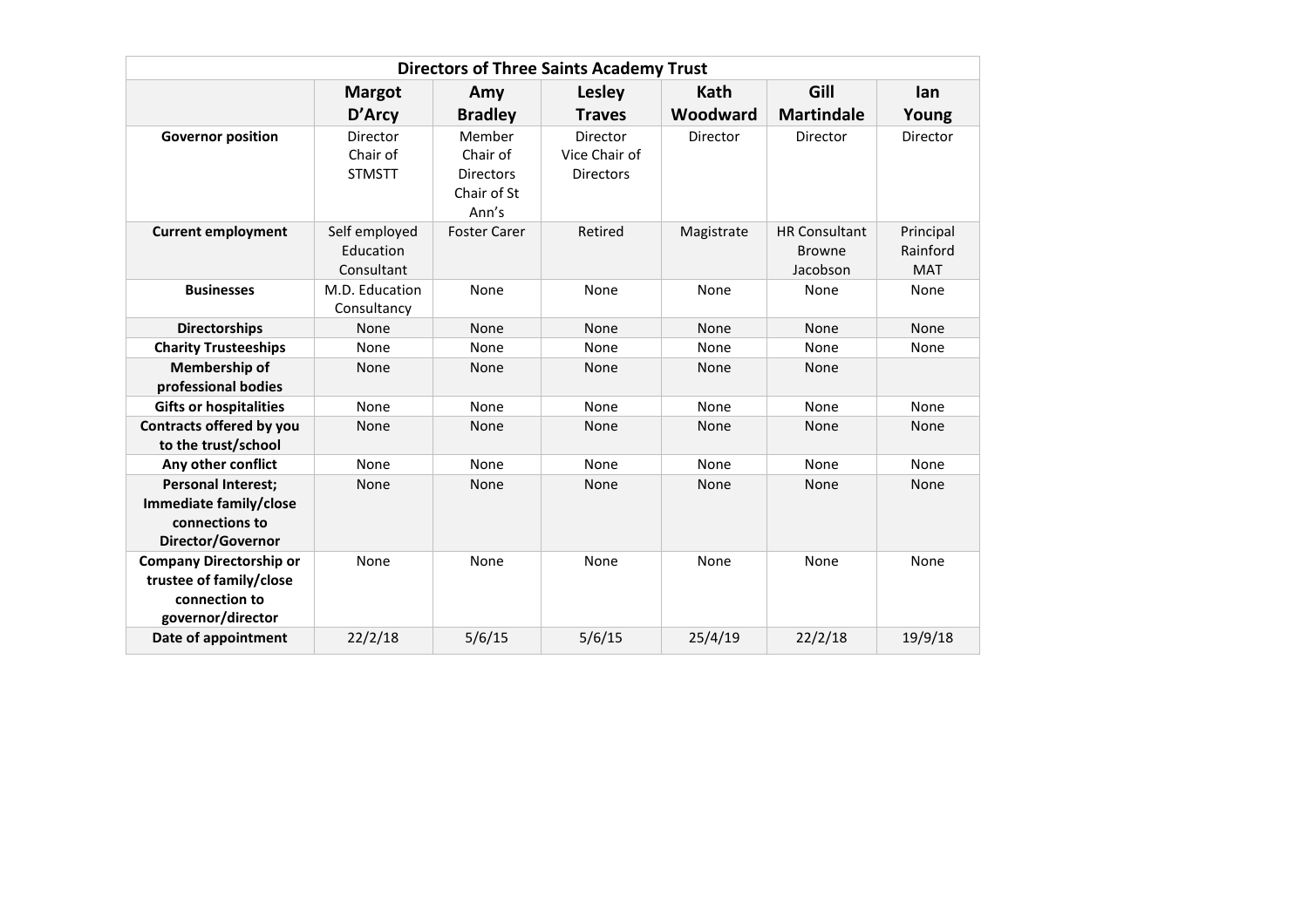| Directors of Three Saints Academy Trust | | | | | | |
|---|---|---|---|---|---|---|
| | **Margot D'Arcy** | **Amy Bradley** | **Lesley Traves** | **Kath Woodward** | **Gill Martindale** | **Ian Young** |
| **Governor position** | Director Chair of STMSTT | Member Chair of Directors Chair of St Ann's | Director Vice Chair of Directors | Director | Director | Director |
| **Current employment** | Self employed Education Consultant | Foster Carer | Retired | Magistrate | HR Consultant Browne Jacobson | Principal Rainford MAT |
| **Businesses** | M.D. Education Consultancy | None | None | None | None | None |
| **Directorships** | None | None | None | None | None | None |
| **Charity Trusteeships** | None | None | None | None | None | None |
| **Membership of professional bodies** | None | None | None | None | None | |
| **Gifts or hospitalities** | None | None | None | None | None | None |
| **Contracts offered by you to the trust/school** | None | None | None | None | None | None |
| **Any other conflict** | None | None | None | None | None | None |
| **Personal Interest; Immediate family/close connections to Director/Governor** | None | None | None | None | None | None |
| **Company Directorship or trustee of family/close connection to governor/director** | None | None | None | None | None | None |
| **Date of appointment** | 22/2/18 | 5/6/15 | 5/6/15 | 25/4/19 | 22/2/18 | 19/9/18 |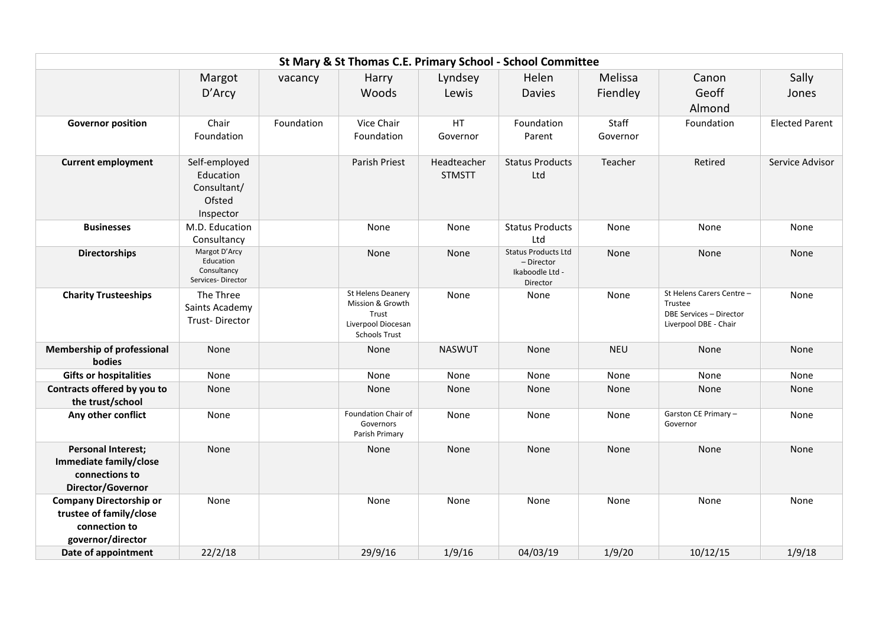| St Mary & St Thomas C.E. Primary School - School Committee | | | | | | | | |
|---|---|---|---|---|---|---|---|---|
| | Margot D'Arcy | vacancy | Harry Woods | Lyndsey Lewis | Helen Davies | Melissa Fiendley | Canon Geoff Almond | Sally Jones |
| **Governor position** | Chair Foundation | Foundation | Vice Chair Foundation | HT Governor | Foundation Parent | Staff Governor | Foundation | Elected Parent |
| **Current employment** | Self-employed Education Consultant/ Ofsted Inspector | | Parish Priest | Headteacher STMSTT | Status Products Ltd | Teacher | Retired | Service Advisor |
| **Businesses** | M.D. Education Consultancy | | None | None | Status Products Ltd | None | None | None |
| **Directorships** | Margot D'Arcy Education Consultancy Services- Director | | None | None | Status Products Ltd – Director Ikaboodle Ltd - Director | None | None | None |
| **Charity Trusteeships** | The Three Saints Academy Trust- Director | | St Helens Deanery Mission & Growth Trust Liverpool Diocesan Schools Trust | None | None | None | St Helens Carers Centre – Trustee DBE Services – Director Liverpool DBE - Chair | None |
| **Membership of professional bodies** | None | | None | NASWUT | None | NEU | None | None |
| **Gifts or hospitalities** | None | | None | None | None | None | None | None |
| **Contracts offered by you to the trust/school** | None | | None | None | None | None | None | None |
| **Any other conflict** | None | | Foundation Chair of Governors Parish Primary | None | None | None | Garston CE Primary – Governor | None |
| **Personal Interest; Immediate family/close connections to Director/Governor** | None | | None | None | None | None | None | None |
| **Company Directorship or trustee of family/close connection to governor/director** | None | | None | None | None | None | None | None |
| **Date of appointment** | 22/2/18 | | 29/9/16 | 1/9/16 | 04/03/19 | 1/9/20 | 10/12/15 | 1/9/18 |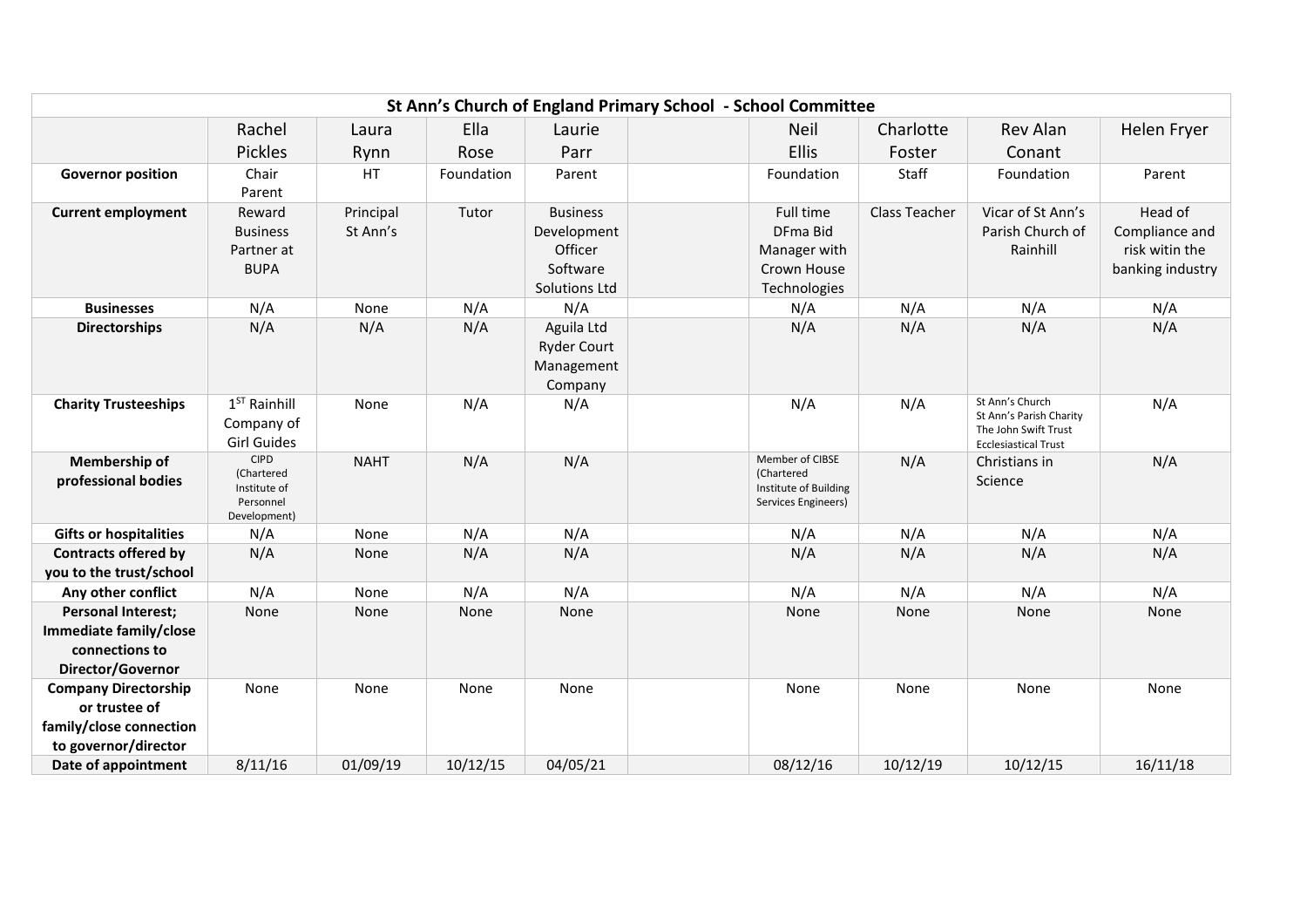| St Ann's Church of England Primary School - School Committee | | | | | | | | | |
|---|---|---|---|---|---|---|---|---|---|
| | Rachel Pickles | Laura Rynn | Ella Rose | Laurie Parr | | Neil Ellis | Charlotte Foster | Rev Alan Conant | Helen Fryer |
| **Governor position** | Chair Parent | HT | Foundation | Parent | | Foundation | Staff | Foundation | Parent |
| **Current employment** | Reward Business Partner at BUPA | Principal St Ann's | Tutor | Business Development Officer Software Solutions Ltd | | Full time DFma Bid Manager with Crown House Technologies | Class Teacher | Vicar of St Ann's Parish Church of Rainhill | Head of Compliance and risk witin the banking industry |
| **Businesses** | N/A | None | N/A | N/A | | N/A | N/A | N/A | N/A |
| **Directorships** | N/A | N/A | N/A | Aguila Ltd Ryder Court Management Company | | N/A | N/A | N/A | N/A |
| **Charity Trusteeships** | 1ST Rainhill Company of Girl Guides | None | N/A | N/A | | N/A | N/A | St Ann's Church St Ann's Parish Charity The John Swift Trust Ecclesiastical Trust | N/A |
| **Membership of professional bodies** | CIPD (Chartered Institute of Personnel Development) | NAHT | N/A | N/A | | Member of CIBSE (Chartered Institute of Building Services Engineers) | N/A | Christians in Science | N/A |
| **Gifts or hospitalities** | N/A | None | N/A | N/A | | N/A | N/A | N/A | N/A |
| **Contracts offered by you to the trust/school** | N/A | None | N/A | N/A | | N/A | N/A | N/A | N/A |
| **Any other conflict** | N/A | None | N/A | N/A | | N/A | N/A | N/A | N/A |
| **Personal Interest; Immediate family/close connections to Director/Governor** | None | None | None | None | | None | None | None | None |
| **Company Directorship or trustee of family/close connection to governor/director** | None | None | None | None | | None | None | None | None |
| **Date of appointment** | 8/11/16 | 01/09/19 | 10/12/15 | 04/05/21 | | 08/12/16 | 10/12/19 | 10/12/15 | 16/11/18 |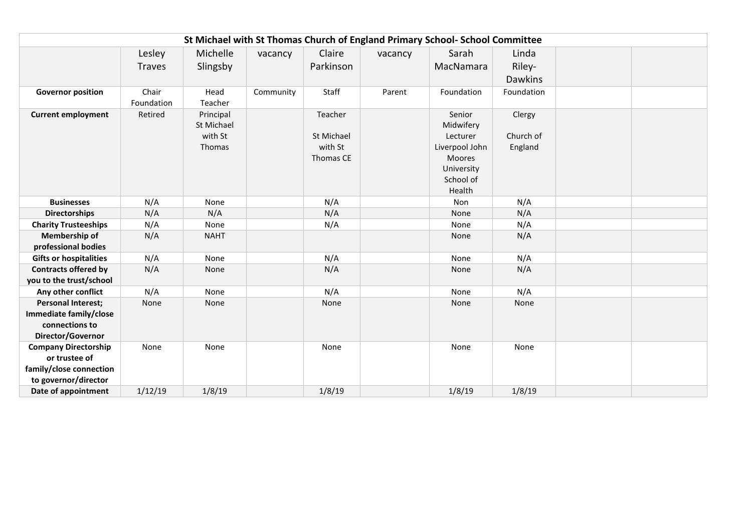| St Michael with St Thomas Church of England Primary School- School Committee | | | | | | | | | |
|---|---|---|---|---|---|---|---|---|---|
| | Lesley Traves | Michelle Slingsby | vacancy | Claire Parkinson | vacancy | Sarah MacNamara | Linda Riley-Dawkins | | |
| **Governor position** | Chair Foundation | Head Teacher | Community | Staff | Parent | Foundation | Foundation | | |
| **Current employment** | Retired | Principal St Michael with St Thomas | | Teacher St Michael with St Thomas CE | | Senior Midwifery Lecturer Liverpool John Moores University School of Health | Clergy Church of England | | |
| **Businesses** | N/A | None | | N/A | | Non | N/A | | |
| **Directorships** | N/A | N/A | | N/A | | None | N/A | | |
| **Charity Trusteeships** | N/A | None | | N/A | | None | N/A | | |
| **Membership of professional bodies** | N/A | NAHT | | | | None | N/A | | |
| **Gifts or hospitalities** | N/A | None | | N/A | | None | N/A | | |
| **Contracts offered by you to the trust/school** | N/A | None | | N/A | | None | N/A | | |
| **Any other conflict** | N/A | None | | N/A | | None | N/A | | |
| **Personal Interest; Immediate family/close connections to Director/Governor** | None | None | | None | | None | None | | |
| **Company Directorship or trustee of family/close connection to governor/director** | None | None | | None | | None | None | | |
| **Date of appointment** | 1/12/19 | 1/8/19 | | 1/8/19 | | 1/8/19 | 1/8/19 | | |